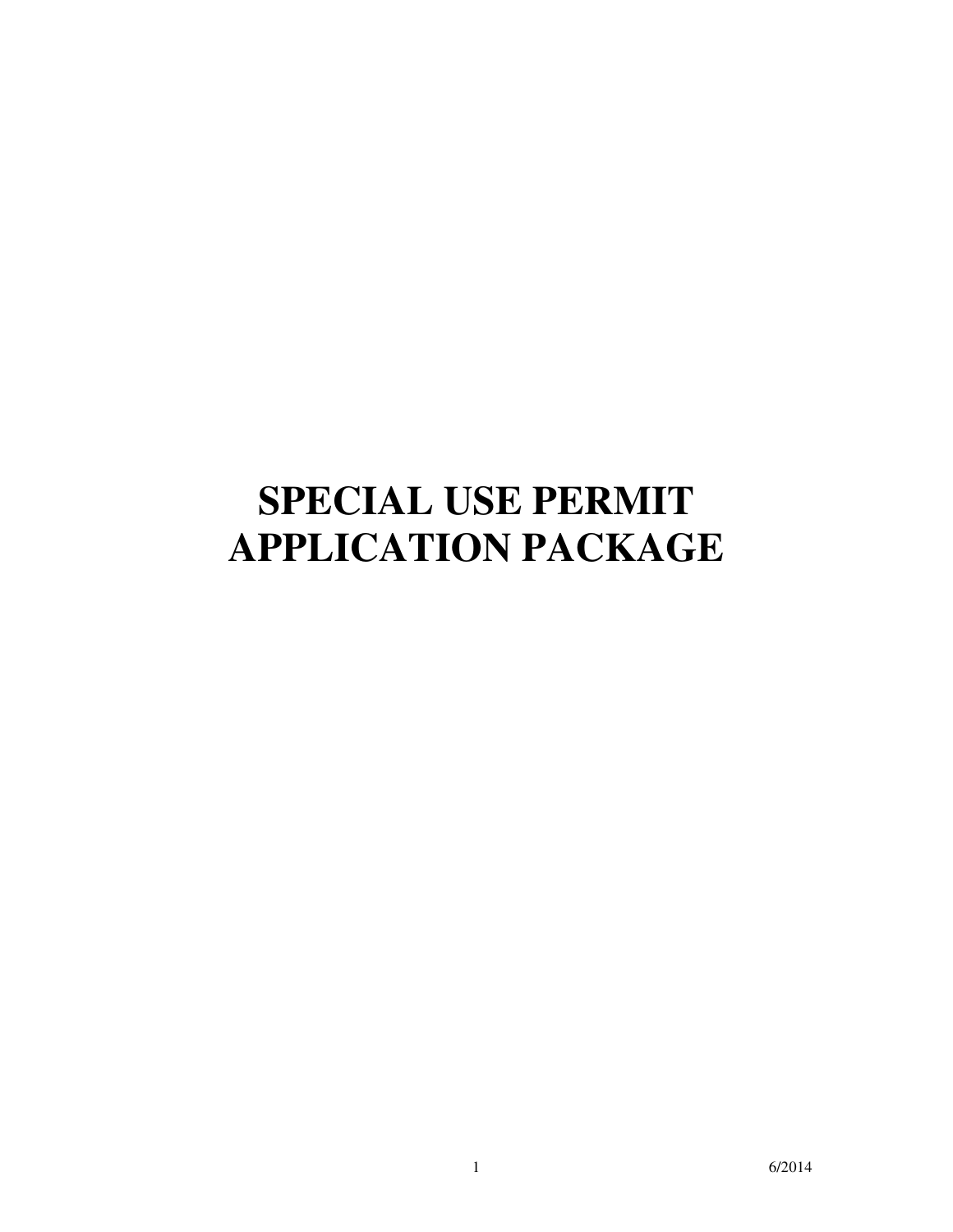# SPECIAL USE PERMIT APPLICATION PACKAGE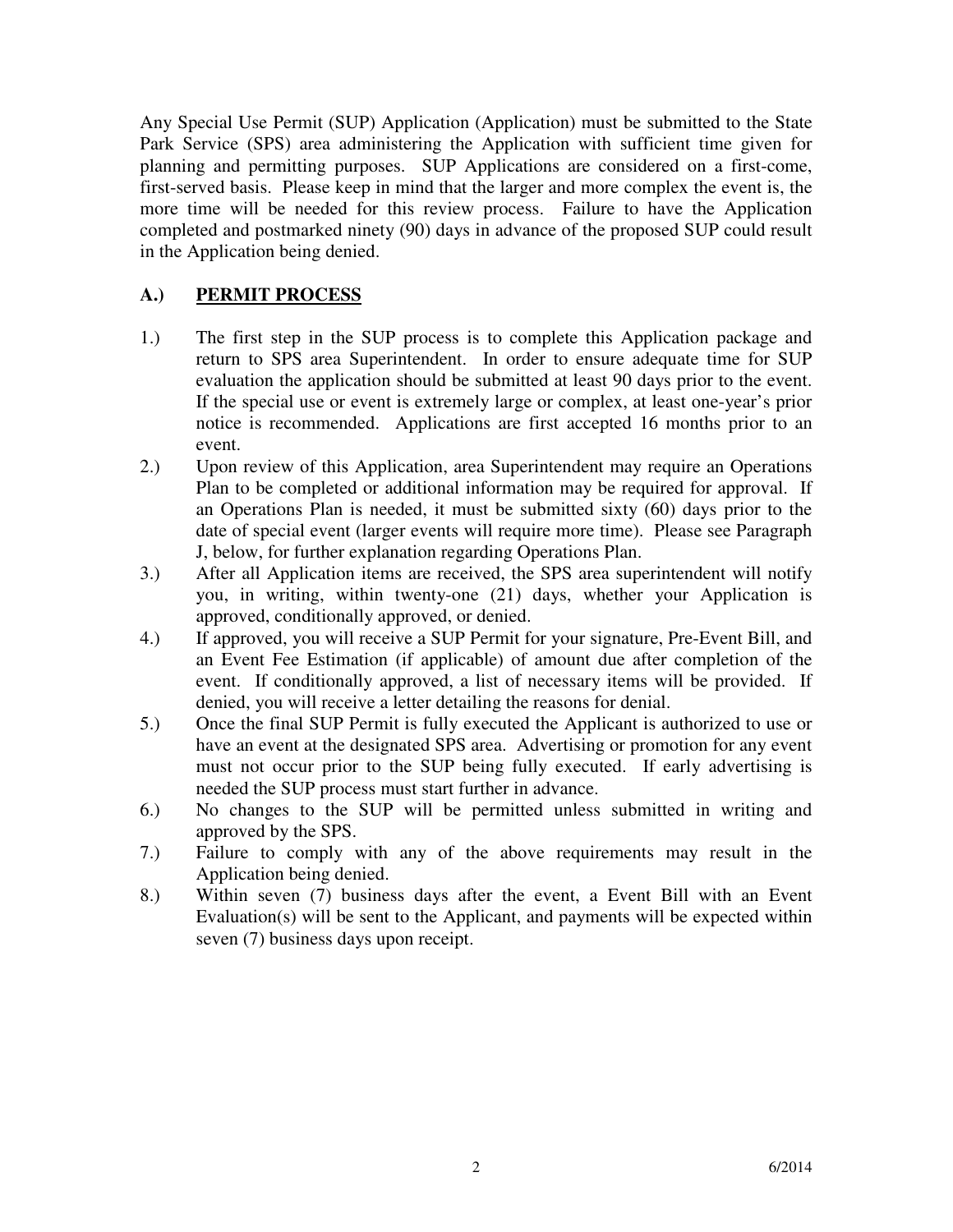Any Special Use Permit (SUP) Application (Application) must be submitted to the State Park Service (SPS) area administering the Application with sufficient time given for planning and permitting purposes. SUP Applications are considered on a first-come, first-served basis. Please keep in mind that the larger and more complex the event is, the more time will be needed for this review process. Failure to have the Application completed and postmarked ninety (90) days in advance of the proposed SUP could result in the Application being denied.

## A.) <u>PERMIT PROCESS</u>

1.) The first step in the SUP process is to complete this Application package and return to SPS area Superintendent. In order to ensure adequate time for SUP evaluation the application should be submitted at least 90 days prior to the event. If the special use or event is extremely large or complex, at least one-year's prior notice is recommended. Applications are first accepted 16 months prior to an event.

2.) Upon review of this Application, area Superintendent may require an Operations Plan to be completed or additional information may be required for approval. If an Operations Plan is needed, it must be submitted sixty (60) days prior to the date of special event (larger events will require more time). Please see Paragraph J, below, for further explanation regarding Operations Plan.

3.) After all Application items are received, the SPS area superintendent will notify you, in writing, within twenty-one (21) days, whether your Application is approved, conditionally approved, or denied.

4.) If approved, you will receive a SUP Permit for your signature, Pre-Event Bill, and an Event Fee Estimation (if applicable) of amount due after completion of the event. If conditionally approved, a list of necessary items will be provided. If denied, you will receive a letter detailing the reasons for denial.

5.) Once the final SUP Permit is fully executed the Applicant is authorized to use or have an event at the designated SPS area. Advertising or promotion for any event must not occur prior to the SUP being fully executed. If early advertising is needed the SUP process must start further in advance.

6.) No changes to the SUP will be permitted unless submitted in writing and approved by the SPS.

7.) Failure to comply with any of the above requirements may result in the Application being denied.

8.) Within seven (7) business days after the event, a Event Bill with an Event Evaluation(s) will be sent to the Applicant, and payments will be expected within seven (7) business days upon receipt.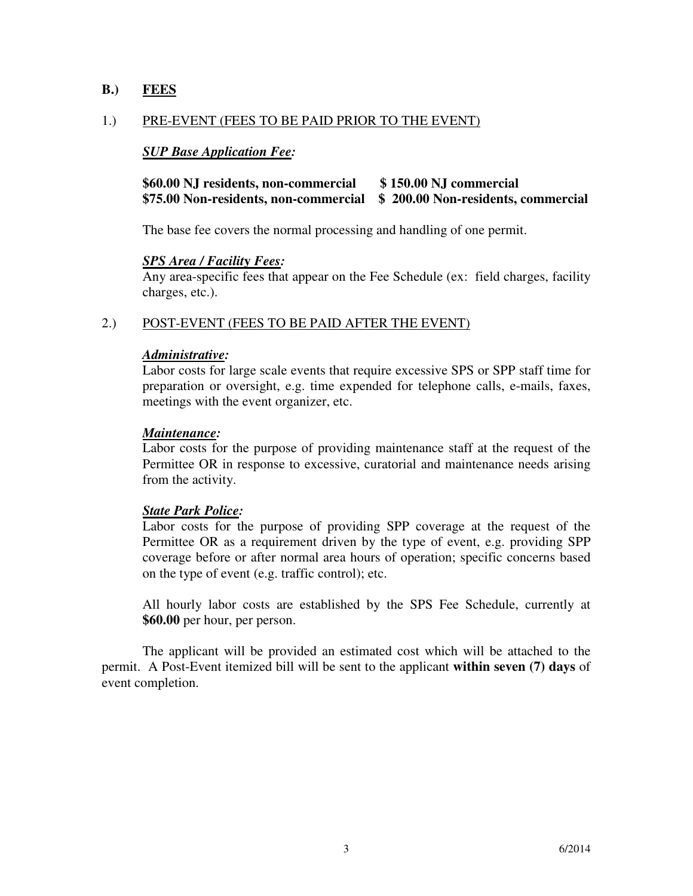## B.) FEES

### 1.) PRE-EVENT (FEES TO BE PAID PRIOR TO THE EVENT)

***SUP Base Application Fee:***

**$60.00 NJ residents, non-commercial &nbsp;&nbsp;&nbsp; $ 150.00 NJ commercial**
**$75.00 Non-residents, non-commercial &nbsp;&nbsp;&nbsp; $ 200.00 Non-residents, commercial**

The base fee covers the normal processing and handling of one permit.

***SPS Area / Facility Fees:***
Any area-specific fees that appear on the Fee Schedule (ex: field charges, facility charges, etc.).

### 2.) POST-EVENT (FEES TO BE PAID AFTER THE EVENT)

***Administrative:***
Labor costs for large scale events that require excessive SPS or SPP staff time for preparation or oversight, e.g. time expended for telephone calls, e-mails, faxes, meetings with the event organizer, etc.

***Maintenance:***
Labor costs for the purpose of providing maintenance staff at the request of the Permittee OR in response to excessive, curatorial and maintenance needs arising from the activity.

***State Park Police:***
Labor costs for the purpose of providing SPP coverage at the request of the Permittee OR as a requirement driven by the type of event, e.g. providing SPP coverage before or after normal area hours of operation; specific concerns based on the type of event (e.g. traffic control); etc.

All hourly labor costs are established by the SPS Fee Schedule, currently at **$60.00** per hour, per person.

The applicant will be provided an estimated cost which will be attached to the permit. A Post-Event itemized bill will be sent to the applicant **within seven (7) days** of event completion.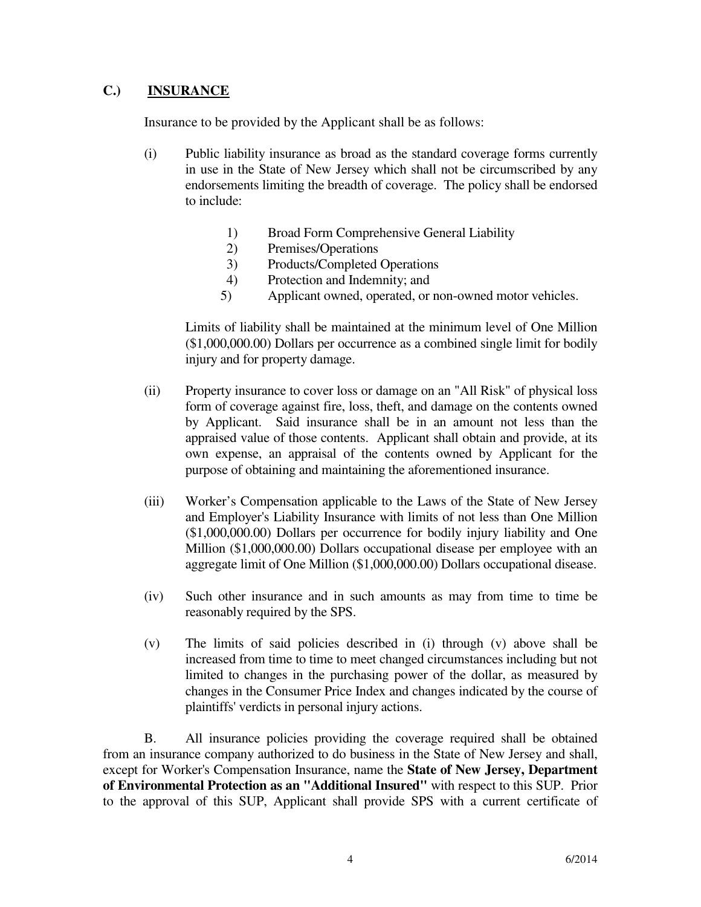## C.) INSURANCE

Insurance to be provided by the Applicant shall be as follows:

(i) Public liability insurance as broad as the standard coverage forms currently in use in the State of New Jersey which shall not be circumscribed by any endorsements limiting the breadth of coverage. The policy shall be endorsed to include:

1) Broad Form Comprehensive General Liability
2) Premises/Operations
3) Products/Completed Operations
4) Protection and Indemnity; and
5) Applicant owned, operated, or non-owned motor vehicles.

Limits of liability shall be maintained at the minimum level of One Million ($1,000,000.00) Dollars per occurrence as a combined single limit for bodily injury and for property damage.

(ii) Property insurance to cover loss or damage on an "All Risk" of physical loss form of coverage against fire, loss, theft, and damage on the contents owned by Applicant. Said insurance shall be in an amount not less than the appraised value of those contents. Applicant shall obtain and provide, at its own expense, an appraisal of the contents owned by Applicant for the purpose of obtaining and maintaining the aforementioned insurance.

(iii) Worker's Compensation applicable to the Laws of the State of New Jersey and Employer's Liability Insurance with limits of not less than One Million ($1,000,000.00) Dollars per occurrence for bodily injury liability and One Million ($1,000,000.00) Dollars occupational disease per employee with an aggregate limit of One Million ($1,000,000.00) Dollars occupational disease.

(iv) Such other insurance and in such amounts as may from time to time be reasonably required by the SPS.

(v) The limits of said policies described in (i) through (v) above shall be increased from time to time to meet changed circumstances including but not limited to changes in the purchasing power of the dollar, as measured by changes in the Consumer Price Index and changes indicated by the course of plaintiffs' verdicts in personal injury actions.

B. All insurance policies providing the coverage required shall be obtained from an insurance company authorized to do business in the State of New Jersey and shall, except for Worker's Compensation Insurance, name the **State of New Jersey, Department of Environmental Protection as an "Additional Insured"** with respect to this SUP. Prior to the approval of this SUP, Applicant shall provide SPS with a current certificate of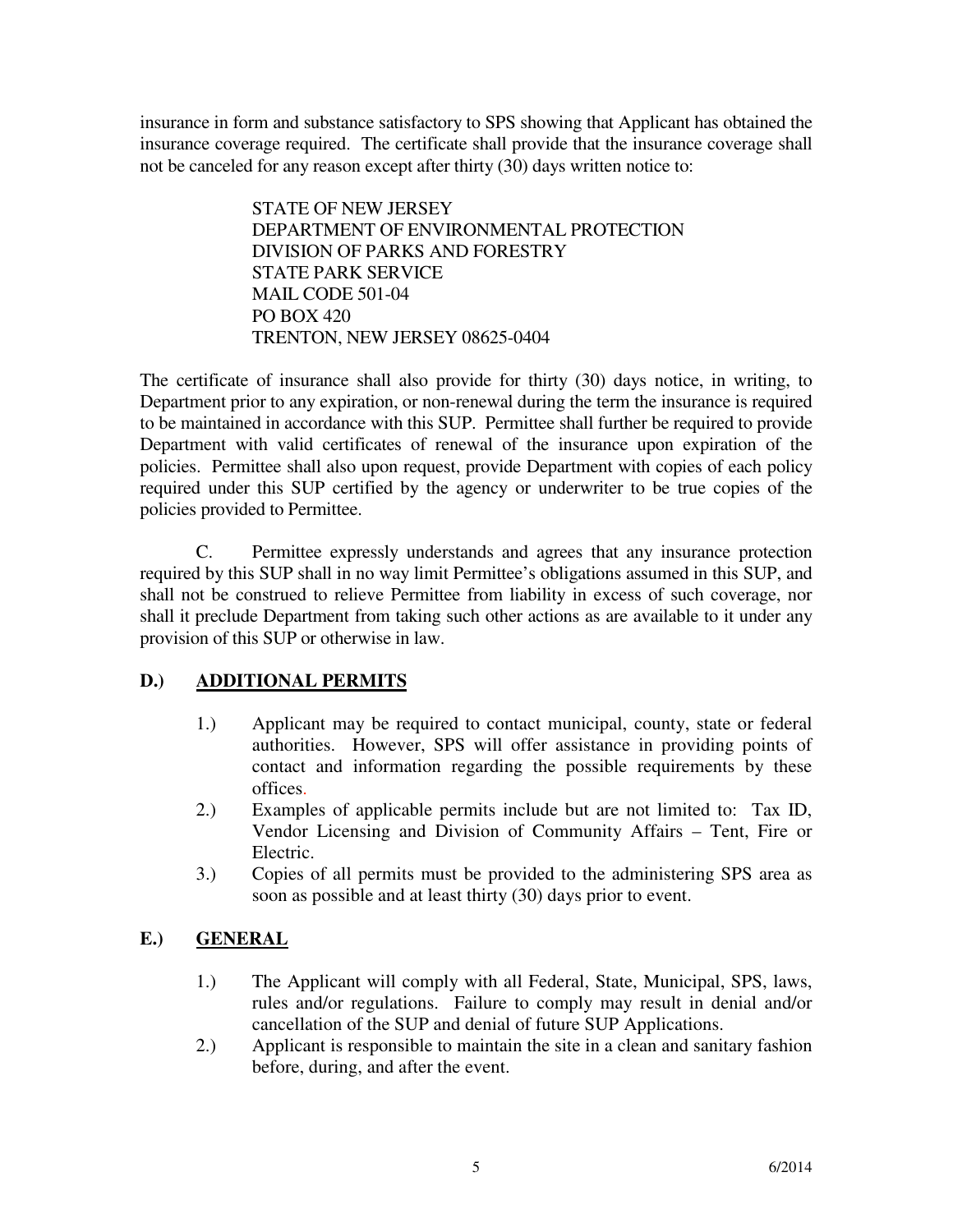insurance in form and substance satisfactory to SPS showing that Applicant has obtained the insurance coverage required. The certificate shall provide that the insurance coverage shall not be canceled for any reason except after thirty (30) days written notice to:

> STATE OF NEW JERSEY
> DEPARTMENT OF ENVIRONMENTAL PROTECTION
> DIVISION OF PARKS AND FORESTRY
> STATE PARK SERVICE
> MAIL CODE 501-04
> PO BOX 420
> TRENTON, NEW JERSEY 08625-0404

The certificate of insurance shall also provide for thirty (30) days notice, in writing, to Department prior to any expiration, or non-renewal during the term the insurance is required to be maintained in accordance with this SUP. Permittee shall further be required to provide Department with valid certificates of renewal of the insurance upon expiration of the policies. Permittee shall also upon request, provide Department with copies of each policy required under this SUP certified by the agency or underwriter to be true copies of the policies provided to Permittee.

C. Permittee expressly understands and agrees that any insurance protection required by this SUP shall in no way limit Permittee's obligations assumed in this SUP, and shall not be construed to relieve Permittee from liability in excess of such coverage, nor shall it preclude Department from taking such other actions as are available to it under any provision of this SUP or otherwise in law.

## D.) ADDITIONAL PERMITS

1.) Applicant may be required to contact municipal, county, state or federal authorities. However, SPS will offer assistance in providing points of contact and information regarding the possible requirements by these offices.

2.) Examples of applicable permits include but are not limited to: Tax ID, Vendor Licensing and Division of Community Affairs – Tent, Fire or Electric.

3.) Copies of all permits must be provided to the administering SPS area as soon as possible and at least thirty (30) days prior to event.

## E.) GENERAL

1.) The Applicant will comply with all Federal, State, Municipal, SPS, laws, rules and/or regulations. Failure to comply may result in denial and/or cancellation of the SUP and denial of future SUP Applications.

2.) Applicant is responsible to maintain the site in a clean and sanitary fashion before, during, and after the event.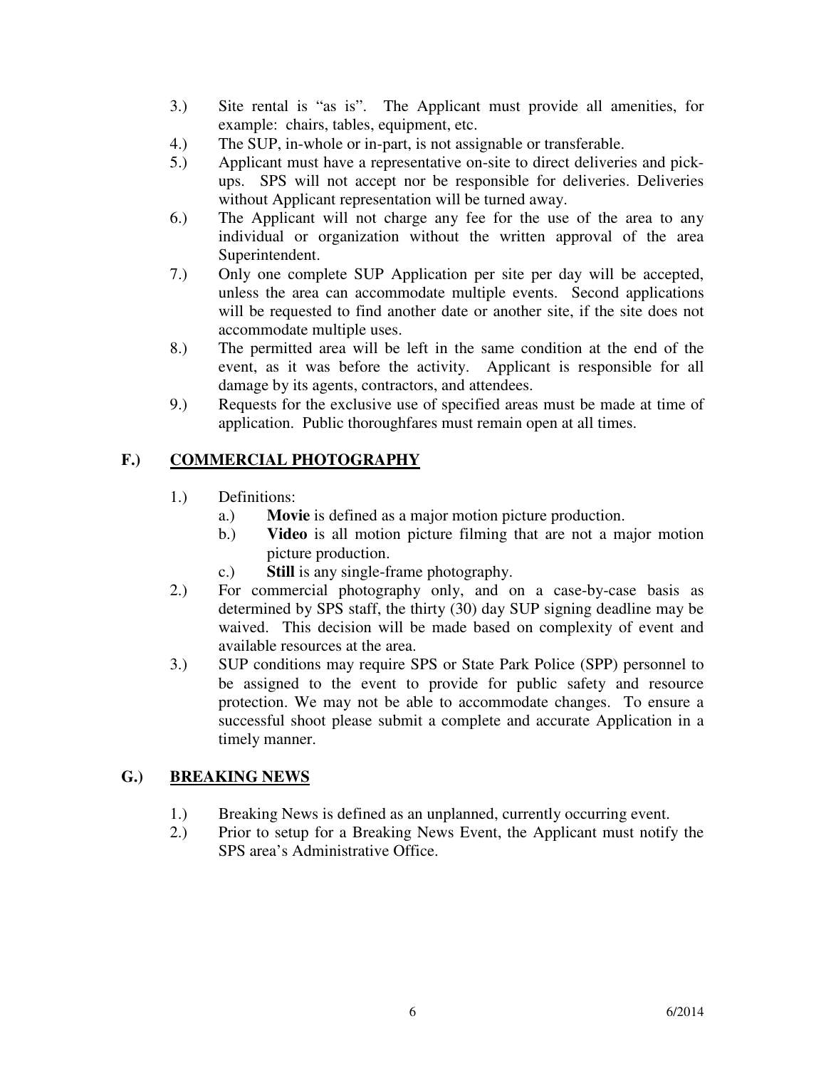3.) Site rental is "as is". The Applicant must provide all amenities, for example: chairs, tables, equipment, etc.

4.) The SUP, in-whole or in-part, is not assignable or transferable.

5.) Applicant must have a representative on-site to direct deliveries and pick-ups. SPS will not accept nor be responsible for deliveries. Deliveries without Applicant representation will be turned away.

6.) The Applicant will not charge any fee for the use of the area to any individual or organization without the written approval of the area Superintendent.

7.) Only one complete SUP Application per site per day will be accepted, unless the area can accommodate multiple events. Second applications will be requested to find another date or another site, if the site does not accommodate multiple uses.

8.) The permitted area will be left in the same condition at the end of the event, as it was before the activity. Applicant is responsible for all damage by its agents, contractors, and attendees.

9.) Requests for the exclusive use of specified areas must be made at time of application. Public thoroughfares must remain open at all times.

## F.) COMMERCIAL PHOTOGRAPHY

1.) Definitions:

   a.) **Movie** is defined as a major motion picture production.

   b.) **Video** is all motion picture filming that are not a major motion picture production.

   c.) **Still** is any single-frame photography.

2.) For commercial photography only, and on a case-by-case basis as determined by SPS staff, the thirty (30) day SUP signing deadline may be waived. This decision will be made based on complexity of event and available resources at the area.

3.) SUP conditions may require SPS or State Park Police (SPP) personnel to be assigned to the event to provide for public safety and resource protection. We may not be able to accommodate changes. To ensure a successful shoot please submit a complete and accurate Application in a timely manner.

## G.) BREAKING NEWS

1.) Breaking News is defined as an unplanned, currently occurring event.

2.) Prior to setup for a Breaking News Event, the Applicant must notify the SPS area's Administrative Office.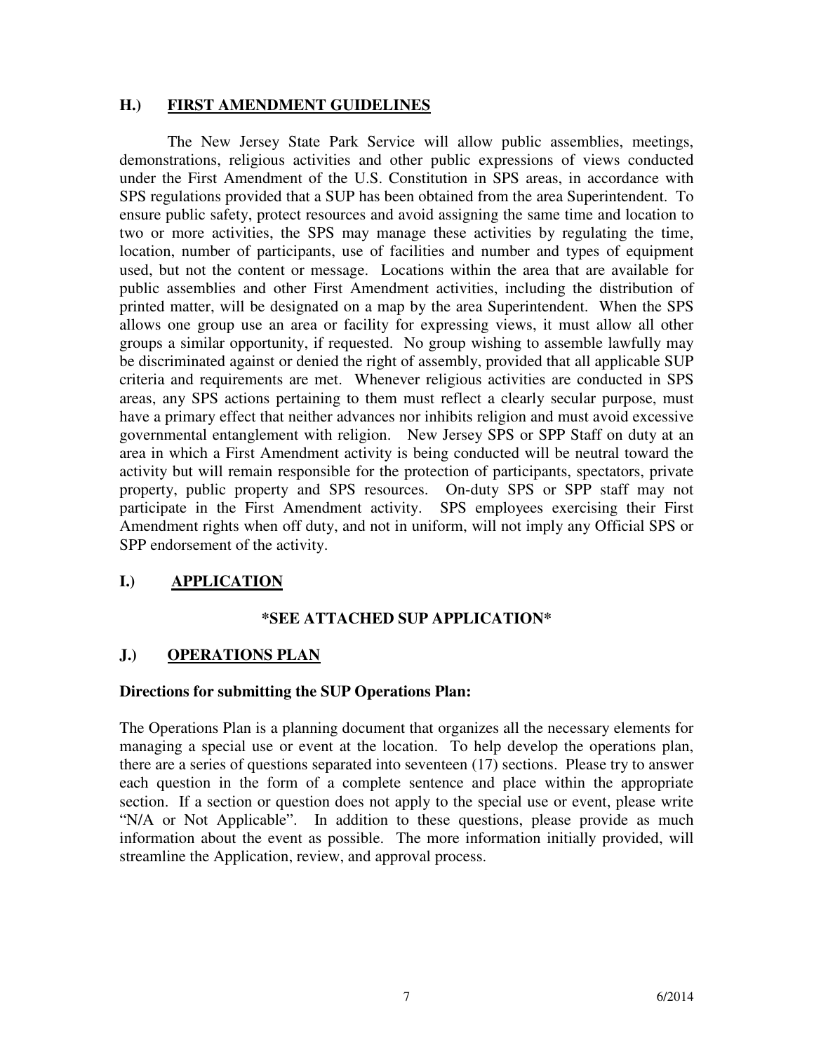## H.) FIRST AMENDMENT GUIDELINES

The New Jersey State Park Service will allow public assemblies, meetings, demonstrations, religious activities and other public expressions of views conducted under the First Amendment of the U.S. Constitution in SPS areas, in accordance with SPS regulations provided that a SUP has been obtained from the area Superintendent. To ensure public safety, protect resources and avoid assigning the same time and location to two or more activities, the SPS may manage these activities by regulating the time, location, number of participants, use of facilities and number and types of equipment used, but not the content or message. Locations within the area that are available for public assemblies and other First Amendment activities, including the distribution of printed matter, will be designated on a map by the area Superintendent. When the SPS allows one group use an area or facility for expressing views, it must allow all other groups a similar opportunity, if requested. No group wishing to assemble lawfully may be discriminated against or denied the right of assembly, provided that all applicable SUP criteria and requirements are met. Whenever religious activities are conducted in SPS areas, any SPS actions pertaining to them must reflect a clearly secular purpose, must have a primary effect that neither advances nor inhibits religion and must avoid excessive governmental entanglement with religion. New Jersey SPS or SPP Staff on duty at an area in which a First Amendment activity is being conducted will be neutral toward the activity but will remain responsible for the protection of participants, spectators, private property, public property and SPS resources. On-duty SPS or SPP staff may not participate in the First Amendment activity. SPS employees exercising their First Amendment rights when off duty, and not in uniform, will not imply any Official SPS or SPP endorsement of the activity.

## I.) APPLICATION

**\*SEE ATTACHED SUP APPLICATION\***

## J.) OPERATIONS PLAN

**Directions for submitting the SUP Operations Plan:**

The Operations Plan is a planning document that organizes all the necessary elements for managing a special use or event at the location. To help develop the operations plan, there are a series of questions separated into seventeen (17) sections. Please try to answer each question in the form of a complete sentence and place within the appropriate section. If a section or question does not apply to the special use or event, please write "N/A or Not Applicable". In addition to these questions, please provide as much information about the event as possible. The more information initially provided, will streamline the Application, review, and approval process.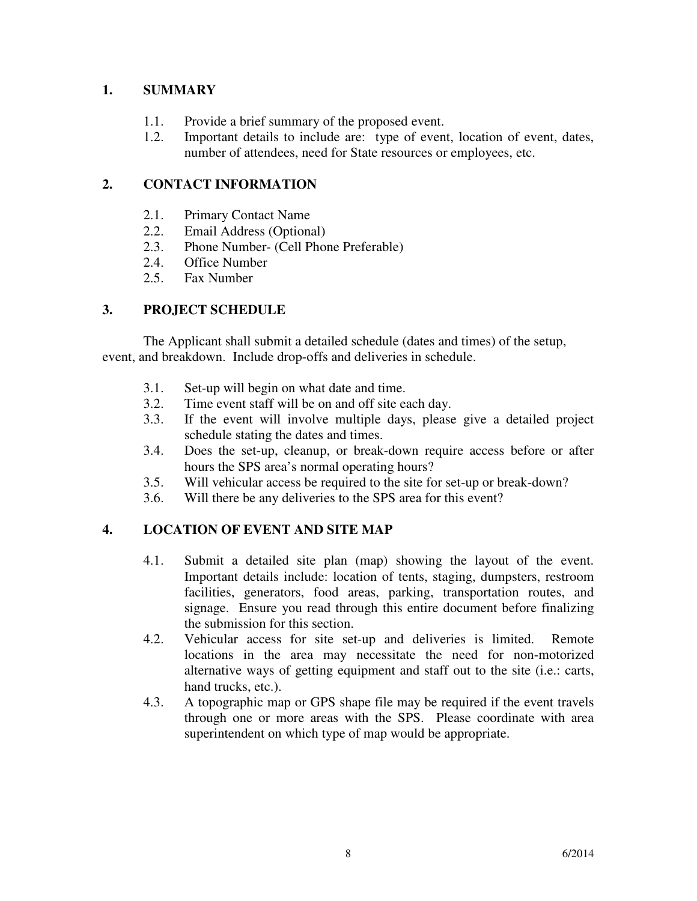## 1. SUMMARY

1.1. Provide a brief summary of the proposed event.

1.2. Important details to include are: type of event, location of event, dates, number of attendees, need for State resources or employees, etc.

## 2. CONTACT INFORMATION

2.1. Primary Contact Name

2.2. Email Address (Optional)

2.3. Phone Number- (Cell Phone Preferable)

2.4. Office Number

2.5. Fax Number

## 3. PROJECT SCHEDULE

The Applicant shall submit a detailed schedule (dates and times) of the setup, event, and breakdown. Include drop-offs and deliveries in schedule.

3.1. Set-up will begin on what date and time.

3.2. Time event staff will be on and off site each day.

3.3. If the event will involve multiple days, please give a detailed project schedule stating the dates and times.

3.4. Does the set-up, cleanup, or break-down require access before or after hours the SPS area's normal operating hours?

3.5. Will vehicular access be required to the site for set-up or break-down?

3.6. Will there be any deliveries to the SPS area for this event?

## 4. LOCATION OF EVENT AND SITE MAP

4.1. Submit a detailed site plan (map) showing the layout of the event. Important details include: location of tents, staging, dumpsters, restroom facilities, generators, food areas, parking, transportation routes, and signage. Ensure you read through this entire document before finalizing the submission for this section.

4.2. Vehicular access for site set-up and deliveries is limited. Remote locations in the area may necessitate the need for non-motorized alternative ways of getting equipment and staff out to the site (i.e.: carts, hand trucks, etc.).

4.3. A topographic map or GPS shape file may be required if the event travels through one or more areas with the SPS. Please coordinate with area superintendent on which type of map would be appropriate.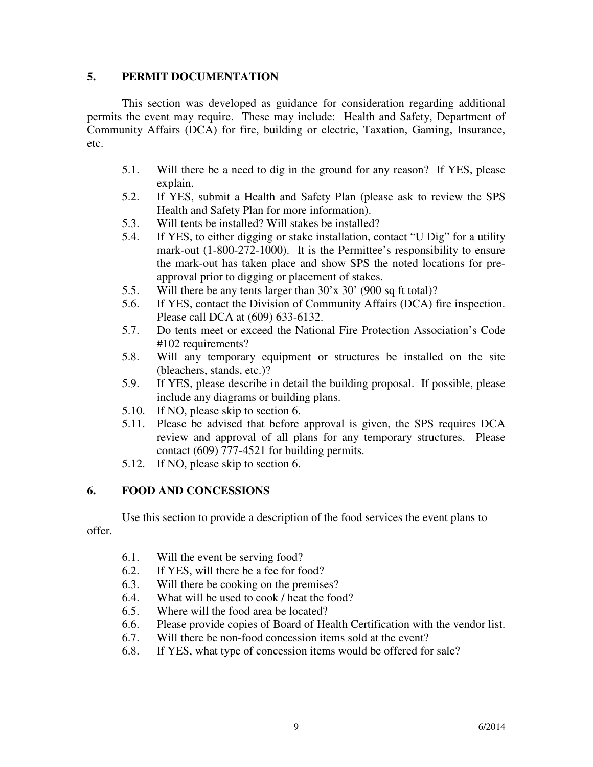## 5. PERMIT DOCUMENTATION

This section was developed as guidance for consideration regarding additional permits the event may require. These may include: Health and Safety, Department of Community Affairs (DCA) for fire, building or electric, Taxation, Gaming, Insurance, etc.

- 5.1. Will there be a need to dig in the ground for any reason? If YES, please explain.
- 5.2. If YES, submit a Health and Safety Plan (please ask to review the SPS Health and Safety Plan for more information).
- 5.3. Will tents be installed? Will stakes be installed?
- 5.4. If YES, to either digging or stake installation, contact "U Dig" for a utility mark-out (1-800-272-1000). It is the Permittee's responsibility to ensure the mark-out has taken place and show SPS the noted locations for pre-approval prior to digging or placement of stakes.
- 5.5. Will there be any tents larger than 30'x 30' (900 sq ft total)?
- 5.6. If YES, contact the Division of Community Affairs (DCA) fire inspection. Please call DCA at (609) 633-6132.
- 5.7. Do tents meet or exceed the National Fire Protection Association's Code #102 requirements?
- 5.8. Will any temporary equipment or structures be installed on the site (bleachers, stands, etc.)?
- 5.9. If YES, please describe in detail the building proposal. If possible, please include any diagrams or building plans.
- 5.10. If NO, please skip to section 6.
- 5.11. Please be advised that before approval is given, the SPS requires DCA review and approval of all plans for any temporary structures. Please contact (609) 777-4521 for building permits.
- 5.12. If NO, please skip to section 6.

## 6. FOOD AND CONCESSIONS

Use this section to provide a description of the food services the event plans to offer.

- 6.1. Will the event be serving food?
- 6.2. If YES, will there be a fee for food?
- 6.3. Will there be cooking on the premises?
- 6.4. What will be used to cook / heat the food?
- 6.5. Where will the food area be located?
- 6.6. Please provide copies of Board of Health Certification with the vendor list.
- 6.7. Will there be non-food concession items sold at the event?
- 6.8. If YES, what type of concession items would be offered for sale?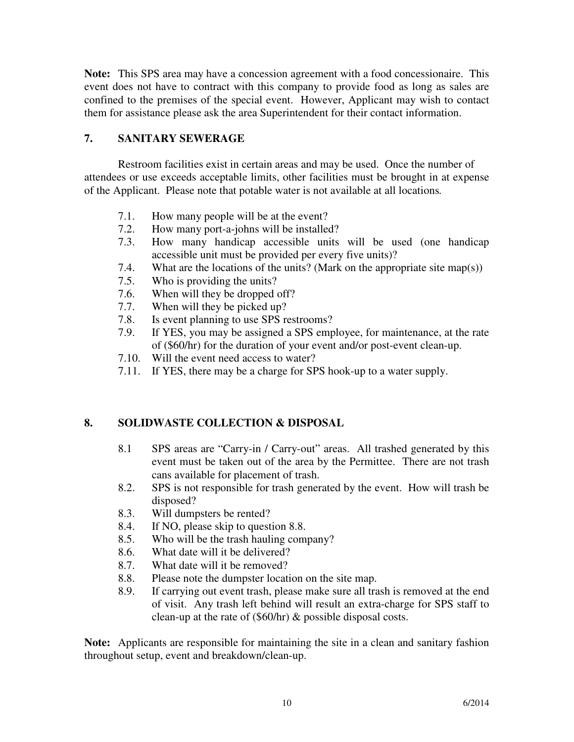**Note:** This SPS area may have a concession agreement with a food concessionaire. This event does not have to contract with this company to provide food as long as sales are confined to the premises of the special event. However, Applicant may wish to contact them for assistance please ask the area Superintendent for their contact information.

## 7. SANITARY SEWERAGE

Restroom facilities exist in certain areas and may be used. Once the number of attendees or use exceeds acceptable limits, other facilities must be brought in at expense of the Applicant. Please note that potable water is not available at all locations.

- 7.1. How many people will be at the event?
- 7.2. How many port-a-johns will be installed?
- 7.3. How many handicap accessible units will be used (one handicap accessible unit must be provided per every five units)?
- 7.4. What are the locations of the units? (Mark on the appropriate site map(s))
- 7.5. Who is providing the units?
- 7.6. When will they be dropped off?
- 7.7. When will they be picked up?
- 7.8. Is event planning to use SPS restrooms?
- 7.9. If YES, you may be assigned a SPS employee, for maintenance, at the rate of ($60/hr) for the duration of your event and/or post-event clean-up.
- 7.10. Will the event need access to water?
- 7.11. If YES, there may be a charge for SPS hook-up to a water supply.

## 8. SOLIDWASTE COLLECTION & DISPOSAL

- 8.1 SPS areas are "Carry-in / Carry-out" areas. All trashed generated by this event must be taken out of the area by the Permittee. There are not trash cans available for placement of trash.
- 8.2. SPS is not responsible for trash generated by the event. How will trash be disposed?
- 8.3. Will dumpsters be rented?
- 8.4. If NO, please skip to question 8.8.
- 8.5. Who will be the trash hauling company?
- 8.6. What date will it be delivered?
- 8.7. What date will it be removed?
- 8.8. Please note the dumpster location on the site map.
- 8.9. If carrying out event trash, please make sure all trash is removed at the end of visit. Any trash left behind will result an extra-charge for SPS staff to clean-up at the rate of ($60/hr) & possible disposal costs.

**Note:** Applicants are responsible for maintaining the site in a clean and sanitary fashion throughout setup, event and breakdown/clean-up.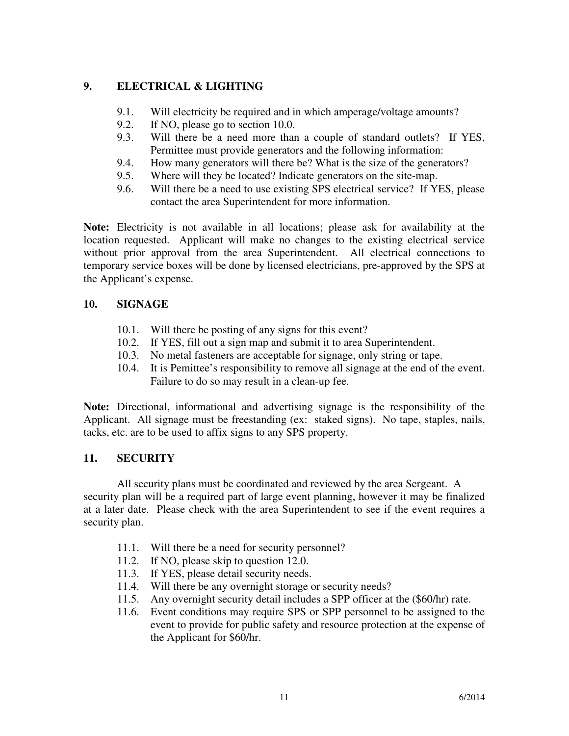## 9. ELECTRICAL & LIGHTING

- 9.1. Will electricity be required and in which amperage/voltage amounts?
- 9.2. If NO, please go to section 10.0.
- 9.3. Will there be a need more than a couple of standard outlets? If YES, Permittee must provide generators and the following information:
- 9.4. How many generators will there be? What is the size of the generators?
- 9.5. Where will they be located? Indicate generators on the site-map.
- 9.6. Will there be a need to use existing SPS electrical service? If YES, please contact the area Superintendent for more information.

**Note:** Electricity is not available in all locations; please ask for availability at the location requested. Applicant will make no changes to the existing electrical service without prior approval from the area Superintendent. All electrical connections to temporary service boxes will be done by licensed electricians, pre-approved by the SPS at the Applicant's expense.

## 10. SIGNAGE

- 10.1. Will there be posting of any signs for this event?
- 10.2. If YES, fill out a sign map and submit it to area Superintendent.
- 10.3. No metal fasteners are acceptable for signage, only string or tape.
- 10.4. It is Pemittee's responsibility to remove all signage at the end of the event. Failure to do so may result in a clean-up fee.

**Note:** Directional, informational and advertising signage is the responsibility of the Applicant. All signage must be freestanding (ex: staked signs). No tape, staples, nails, tacks, etc. are to be used to affix signs to any SPS property.

## 11. SECURITY

All security plans must be coordinated and reviewed by the area Sergeant. A security plan will be a required part of large event planning, however it may be finalized at a later date. Please check with the area Superintendent to see if the event requires a security plan.

- 11.1. Will there be a need for security personnel?
- 11.2. If NO, please skip to question 12.0.
- 11.3. If YES, please detail security needs.
- 11.4. Will there be any overnight storage or security needs?
- 11.5. Any overnight security detail includes a SPP officer at the ($60/hr) rate.
- 11.6. Event conditions may require SPS or SPP personnel to be assigned to the event to provide for public safety and resource protection at the expense of the Applicant for $60/hr.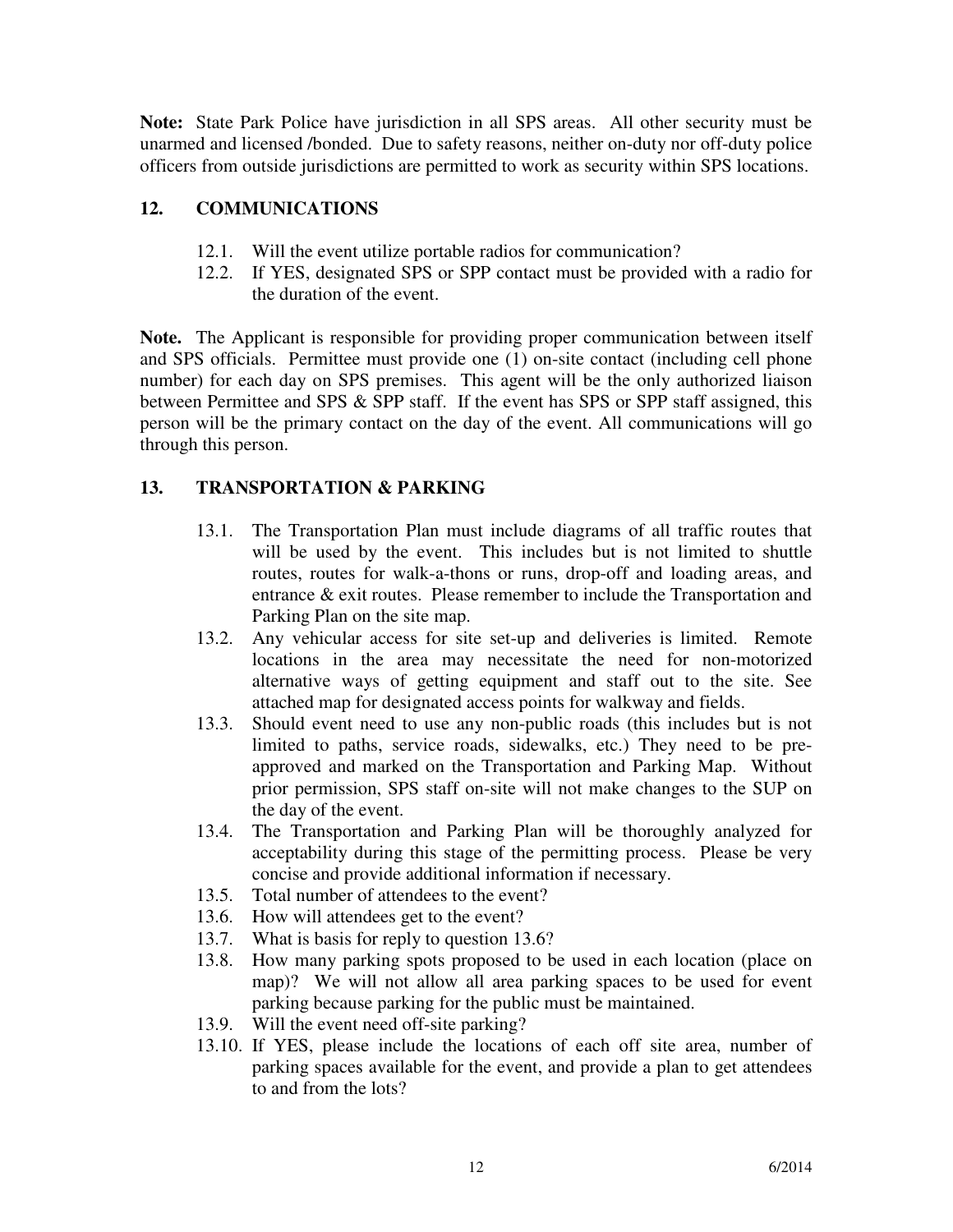**Note:** State Park Police have jurisdiction in all SPS areas. All other security must be unarmed and licensed /bonded. Due to safety reasons, neither on-duty nor off-duty police officers from outside jurisdictions are permitted to work as security within SPS locations.

## 12. COMMUNICATIONS

12.1. Will the event utilize portable radios for communication?

12.2. If YES, designated SPS or SPP contact must be provided with a radio for the duration of the event.

**Note.** The Applicant is responsible for providing proper communication between itself and SPS officials. Permittee must provide one (1) on-site contact (including cell phone number) for each day on SPS premises. This agent will be the only authorized liaison between Permittee and SPS & SPP staff. If the event has SPS or SPP staff assigned, this person will be the primary contact on the day of the event. All communications will go through this person.

## 13. TRANSPORTATION & PARKING

13.1. The Transportation Plan must include diagrams of all traffic routes that will be used by the event. This includes but is not limited to shuttle routes, routes for walk-a-thons or runs, drop-off and loading areas, and entrance & exit routes. Please remember to include the Transportation and Parking Plan on the site map.

13.2. Any vehicular access for site set-up and deliveries is limited. Remote locations in the area may necessitate the need for non-motorized alternative ways of getting equipment and staff out to the site. See attached map for designated access points for walkway and fields.

13.3. Should event need to use any non-public roads (this includes but is not limited to paths, service roads, sidewalks, etc.) They need to be pre-approved and marked on the Transportation and Parking Map. Without prior permission, SPS staff on-site will not make changes to the SUP on the day of the event.

13.4. The Transportation and Parking Plan will be thoroughly analyzed for acceptability during this stage of the permitting process. Please be very concise and provide additional information if necessary.

13.5. Total number of attendees to the event?

13.6. How will attendees get to the event?

13.7. What is basis for reply to question 13.6?

13.8. How many parking spots proposed to be used in each location (place on map)? We will not allow all area parking spaces to be used for event parking because parking for the public must be maintained.

13.9. Will the event need off-site parking?

13.10. If YES, please include the locations of each off site area, number of parking spaces available for the event, and provide a plan to get attendees to and from the lots?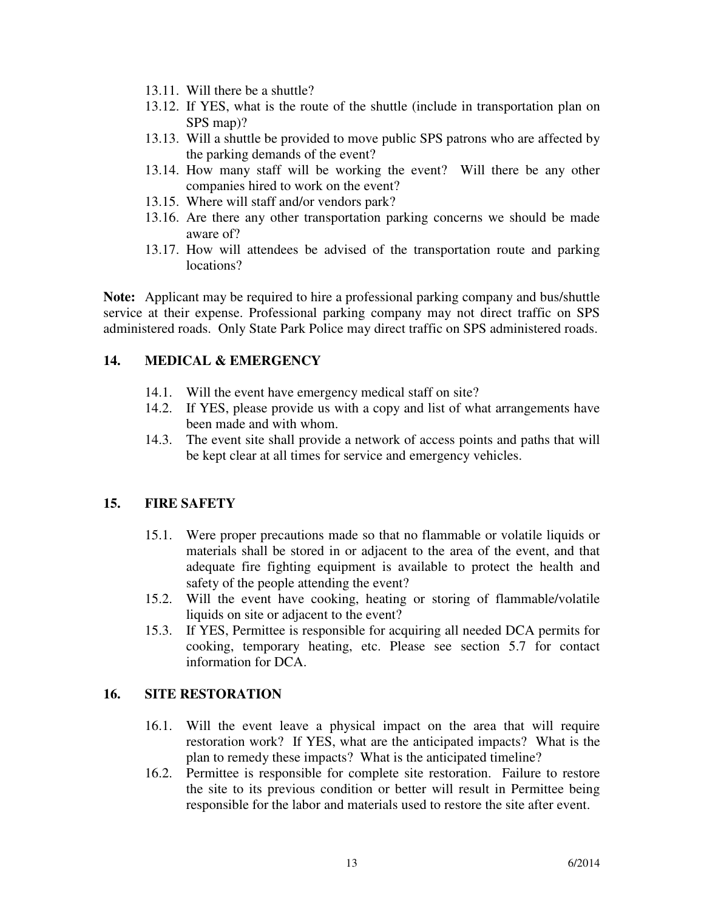13.11. Will there be a shuttle?

13.12. If YES, what is the route of the shuttle (include in transportation plan on SPS map)?

13.13. Will a shuttle be provided to move public SPS patrons who are affected by the parking demands of the event?

13.14. How many staff will be working the event? Will there be any other companies hired to work on the event?

13.15. Where will staff and/or vendors park?

13.16. Are there any other transportation parking concerns we should be made aware of?

13.17. How will attendees be advised of the transportation route and parking locations?

**Note:** Applicant may be required to hire a professional parking company and bus/shuttle service at their expense. Professional parking company may not direct traffic on SPS administered roads. Only State Park Police may direct traffic on SPS administered roads.

## 14. MEDICAL & EMERGENCY

14.1. Will the event have emergency medical staff on site?

14.2. If YES, please provide us with a copy and list of what arrangements have been made and with whom.

14.3. The event site shall provide a network of access points and paths that will be kept clear at all times for service and emergency vehicles.

## 15. FIRE SAFETY

15.1. Were proper precautions made so that no flammable or volatile liquids or materials shall be stored in or adjacent to the area of the event, and that adequate fire fighting equipment is available to protect the health and safety of the people attending the event?

15.2. Will the event have cooking, heating or storing of flammable/volatile liquids on site or adjacent to the event?

15.3. If YES, Permittee is responsible for acquiring all needed DCA permits for cooking, temporary heating, etc. Please see section 5.7 for contact information for DCA.

## 16. SITE RESTORATION

16.1. Will the event leave a physical impact on the area that will require restoration work? If YES, what are the anticipated impacts? What is the plan to remedy these impacts? What is the anticipated timeline?

16.2. Permittee is responsible for complete site restoration. Failure to restore the site to its previous condition or better will result in Permittee being responsible for the labor and materials used to restore the site after event.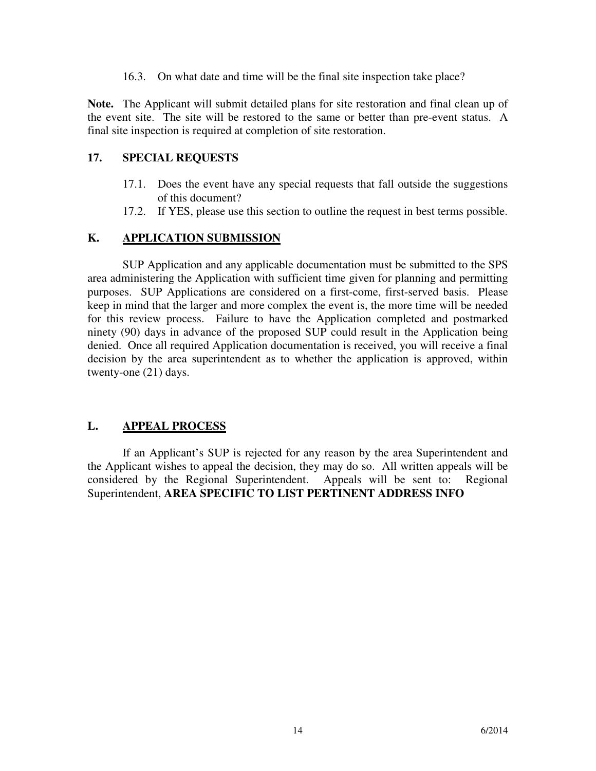16.3. On what date and time will be the final site inspection take place?

**Note.** The Applicant will submit detailed plans for site restoration and final clean up of the event site. The site will be restored to the same or better than pre-event status. A final site inspection is required at completion of site restoration.

### 17. SPECIAL REQUESTS

17.1. Does the event have any special requests that fall outside the suggestions of this document?

17.2. If YES, please use this section to outline the request in best terms possible.

## K. APPLICATION SUBMISSION

SUP Application and any applicable documentation must be submitted to the SPS area administering the Application with sufficient time given for planning and permitting purposes. SUP Applications are considered on a first-come, first-served basis. Please keep in mind that the larger and more complex the event is, the more time will be needed for this review process. Failure to have the Application completed and postmarked ninety (90) days in advance of the proposed SUP could result in the Application being denied. Once all required Application documentation is received, you will receive a final decision by the area superintendent as to whether the application is approved, within twenty-one (21) days.

## L. APPEAL PROCESS

If an Applicant's SUP is rejected for any reason by the area Superintendent and the Applicant wishes to appeal the decision, they may do so. All written appeals will be considered by the Regional Superintendent. Appeals will be sent to: Regional Superintendent, **AREA SPECIFIC TO LIST PERTINENT ADDRESS INFO**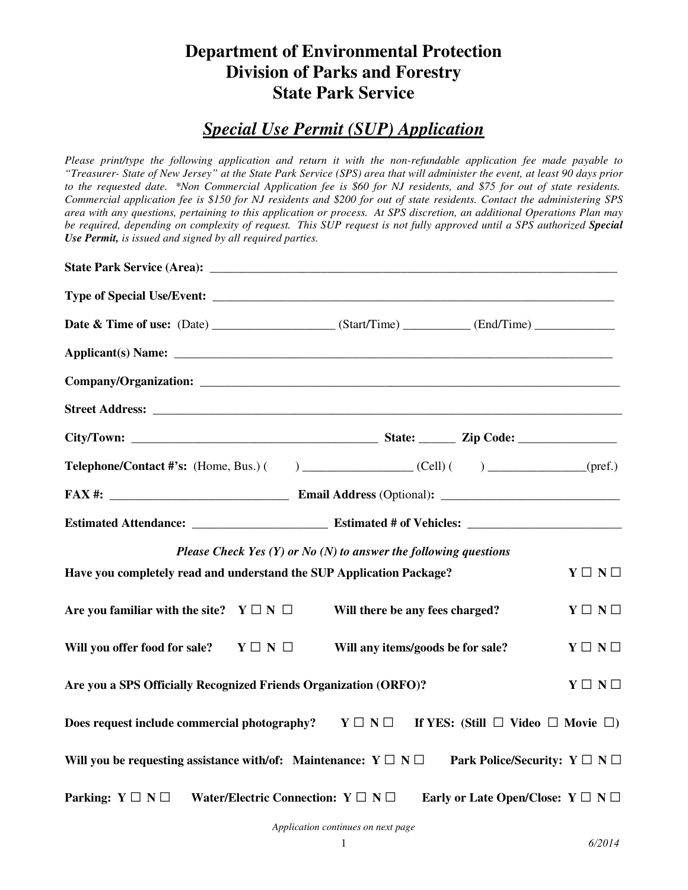# Department of Environmental Protection
# Division of Parks and Forestry
# State Park Service

## *Special Use Permit (SUP) Application*

*Please print/type the following application and return it with the non-refundable application fee made payable to "Treasurer- State of New Jersey" at the State Park Service (SPS) area that will administer the event, at least 90 days prior to the requested date. *Non Commercial Application fee is $60 for NJ residents, and $75 for out of state residents. Commercial application fee is $150 for NJ residents and $200 for out of state residents. Contact the administering SPS area with any questions, pertaining to this application or process. At SPS discretion, an additional Operations Plan may be required, depending on complexity of request. This SUP request is not fully approved until a SPS authorized **Special Use Permit,** is issued and signed by all required parties.*

**State Park Service (Area):** ______________________________________________________________________

**Type of Special Use/Event:** ______________________________________________________________________

**Date & Time of use:** (Date) ___________________ (Start/Time) ___________ (End/Time) _____________

**Applicant(s) Name:** ______________________________________________________________________

**Company/Organization:** ______________________________________________________________________

**Street Address:** ______________________________________________________________________

**City/Town:** _________________________________________ **State:** ______ **Zip Code:** ________________

**Telephone/Contact #'s:** (Home, Bus.) (     ) _________________ (Cell) (     ) _______________(pref.)

**FAX #:** _____________________________ **Email Address** (Optional)**:** _____________________________

**Estimated Attendance:** _____________________ **Estimated # of Vehicles:** _________________________

*Please Check Yes (Y) or No (N) to answer the following questions*

**Have you completely read and understand the SUP Application Package?** Y ☐ N ☐

**Are you familiar with the site?** Y ☐ N ☐ **Will there be any fees charged?** Y ☐ N ☐

**Will you offer food for sale?** Y ☐ N ☐ **Will any items/goods be for sale?** Y ☐ N ☐

**Are you a SPS Officially Recognized Friends Organization (ORFO)?** Y ☐ N ☐

**Does request include commercial photography?** Y ☐ N ☐ **If YES: (Still** ☐ **Video** ☐ **Movie** ☐**)**

**Will you be requesting assistance with/of: Maintenance:** Y ☐ N ☐ **Park Police/Security:** Y ☐ N ☐

**Parking:** Y ☐ N ☐ **Water/Electric Connection:** Y ☐ N ☐ **Early or Late Open/Close:** Y ☐ N ☐

*Application continues on next page*

*6/2014*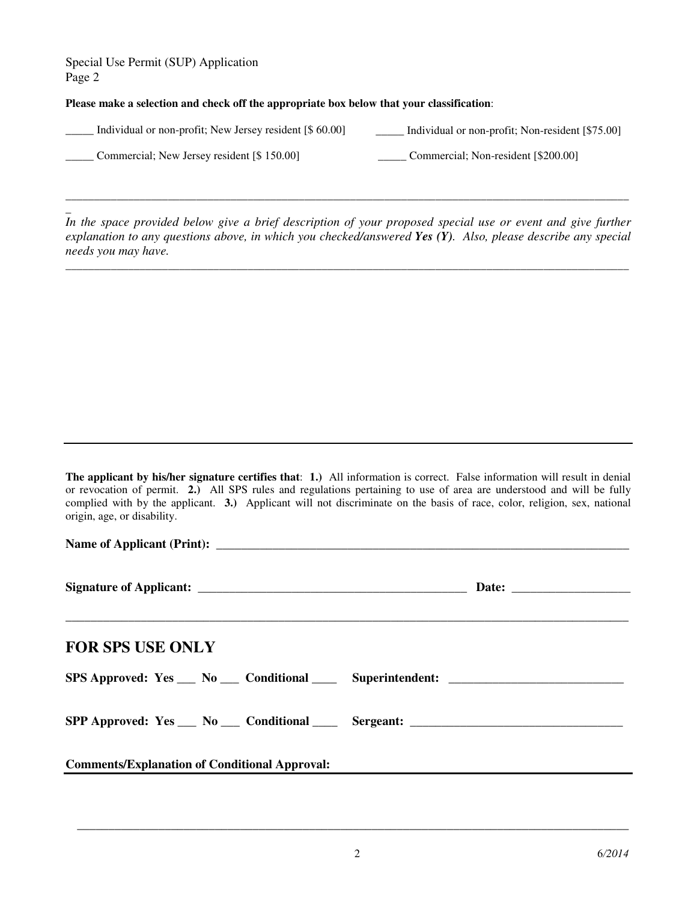Special Use Permit (SUP) Application
Page 2

**Please make a selection and check off the appropriate box below that your classification**:

_____ Individual or non-profit; New Jersey resident [$ 60.00]  _____ Individual or non-profit; Non-resident [$75.00]

_____ Commercial; New Jersey resident [$ 150.00]  _____ Commercial; Non-resident [$200.00]

---

*In the space provided below give a brief description of your proposed special use or event and give further explanation to any questions above, in which you checked/answered **Yes (Y)**. Also, please describe any special needs you may have.*

---

---

**The applicant by his/her signature certifies that**: **1.)** All information is correct. False information will result in denial or revocation of permit. **2.)** All SPS rules and regulations pertaining to use of area are understood and will be fully complied with by the applicant. **3.)** Applicant will not discriminate on the basis of race, color, religion, sex, national origin, age, or disability.

**Name of Applicant (Print):** ______________________________________________

**Signature of Applicant:** ______________________________ **Date:** ______________

---

## FOR SPS USE ONLY

**SPS Approved: Yes ___ No ___ Conditional ____ Superintendent:** ____________________

**SPP Approved: Yes ___ No ___ Conditional ____ Sergeant:** ________________________

**Comments/Explanation of Conditional Approval:**

---

---